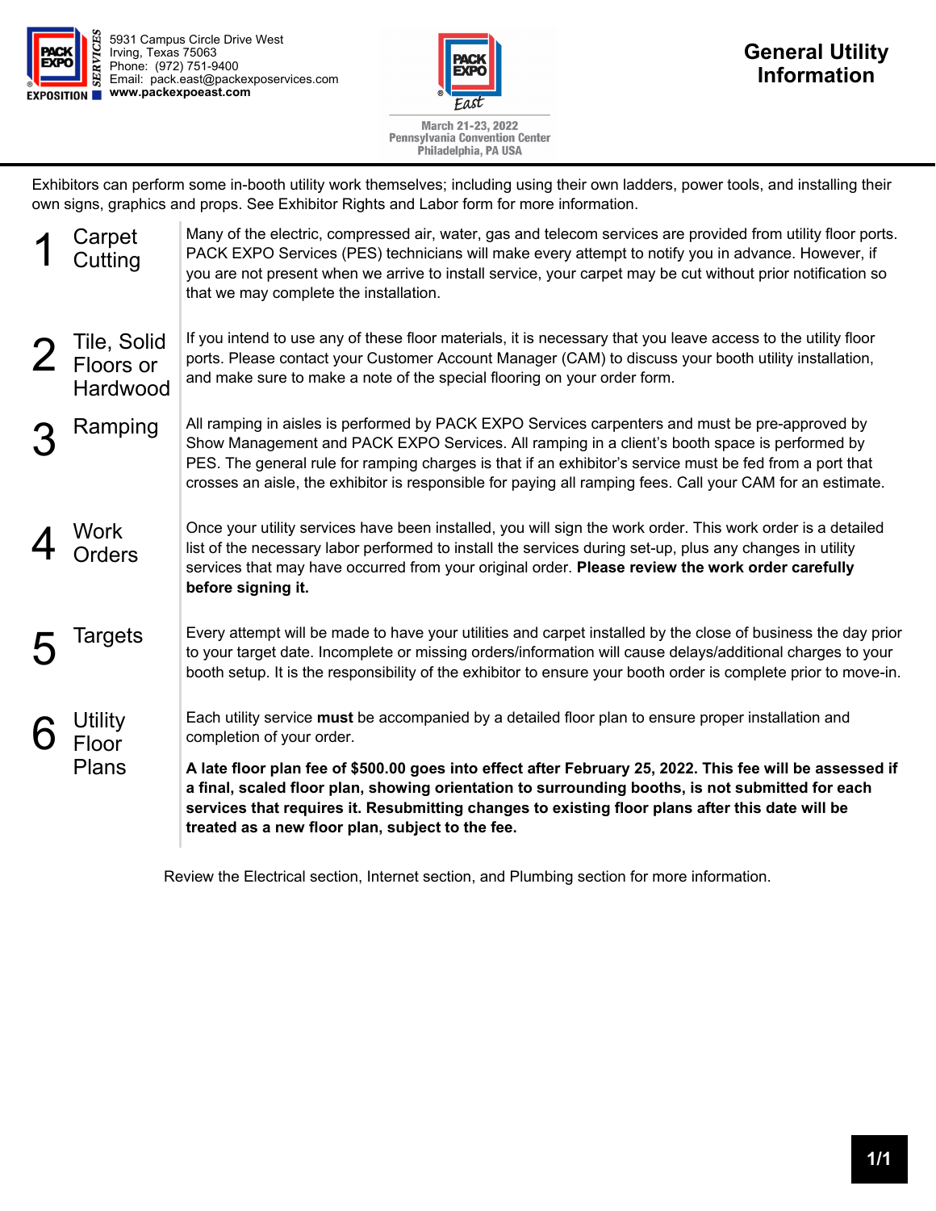5931 Campus Circle Drive West
Irving, Texas 75063
Phone: (972) 751-9400
Email: pack.east@packexposervices.com
**www.packexpoeast.com**

March 21-23, 2022
Pennsylvania Convention Center
Philadelphia, PA USA

# General Utility Information

Exhibitors can perform some in-booth utility work themselves; including using their own ladders, power tools, and installing their own signs, graphics and props. See Exhibitor Rights and Labor form for more information.

## 1 Carpet Cutting

Many of the electric, compressed air, water, gas and telecom services are provided from utility floor ports. PACK EXPO Services (PES) technicians will make every attempt to notify you in advance. However, if you are not present when we arrive to install service, your carpet may be cut without prior notification so that we may complete the installation.

## 2 Tile, Solid Floors or Hardwood

If you intend to use any of these floor materials, it is necessary that you leave access to the utility floor ports. Please contact your Customer Account Manager (CAM) to discuss your booth utility installation, and make sure to make a note of the special flooring on your order form.

## 3 Ramping

All ramping in aisles is performed by PACK EXPO Services carpenters and must be pre-approved by Show Management and PACK EXPO Services. All ramping in a client's booth space is performed by PES. The general rule for ramping charges is that if an exhibitor's service must be fed from a port that crosses an aisle, the exhibitor is responsible for paying all ramping fees. Call your CAM for an estimate.

## 4 Work Orders

Once your utility services have been installed, you will sign the work order. This work order is a detailed list of the necessary labor performed to install the services during set-up, plus any changes in utility services that may have occurred from your original order. **Please review the work order carefully before signing it.**

## 5 Targets

Every attempt will be made to have your utilities and carpet installed by the close of business the day prior to your target date. Incomplete or missing orders/information will cause delays/additional charges to your booth setup. It is the responsibility of the exhibitor to ensure your booth order is complete prior to move-in.

## 6 Utility Floor Plans

Each utility service **must** be accompanied by a detailed floor plan to ensure proper installation and completion of your order.

**A late floor plan fee of $500.00 goes into effect after February 25, 2022. This fee will be assessed if a final, scaled floor plan, showing orientation to surrounding booths, is not submitted for each services that requires it. Resubmitting changes to existing floor plans after this date will be treated as a new floor plan, subject to the fee.**

Review the Electrical section, Internet section, and Plumbing section for more information.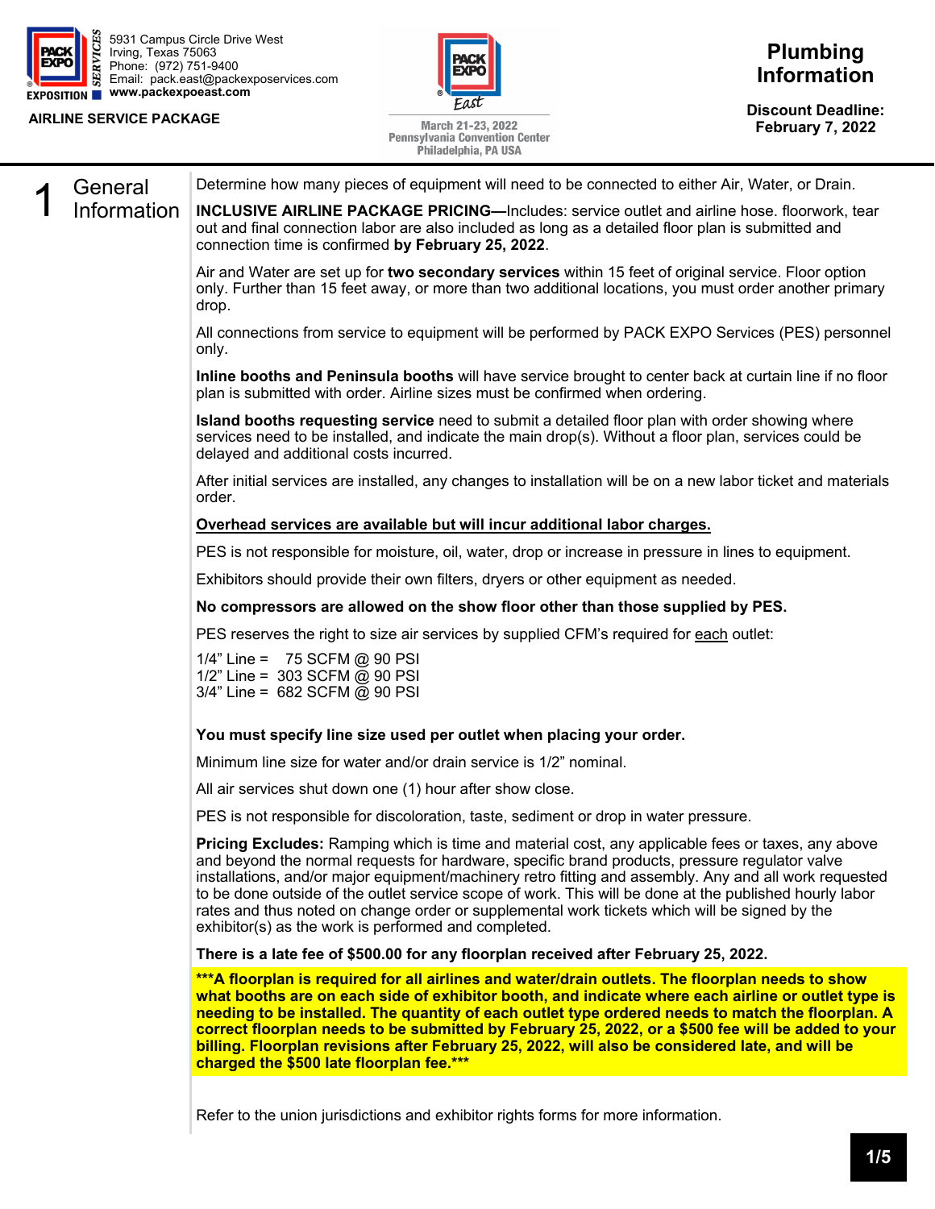5931 Campus Circle Drive West
Irving, Texas 75063
Phone: (972) 751-9400
Email: pack.east@packexposervices.com
**www.packexpoeast.com**

**AIRLINE SERVICE PACKAGE**

March 21-23, 2022
Pennsylvania Convention Center
Philadelphia, PA USA

# Plumbing Information

**Discount Deadline: February 7, 2022**

## 1 General Information

Determine how many pieces of equipment will need to be connected to either Air, Water, or Drain.

**INCLUSIVE AIRLINE PACKAGE PRICING—**Includes: service outlet and airline hose. floorwork, tear out and final connection labor are also included as long as a detailed floor plan is submitted and connection time is confirmed **by February 25, 2022**.

Air and Water are set up for **two secondary services** within 15 feet of original service. Floor option only. Further than 15 feet away, or more than two additional locations, you must order another primary drop.

All connections from service to equipment will be performed by PACK EXPO Services (PES) personnel only.

**Inline booths and Peninsula booths** will have service brought to center back at curtain line if no floor plan is submitted with order. Airline sizes must be confirmed when ordering.

**Island booths requesting service** need to submit a detailed floor plan with order showing where services need to be installed, and indicate the main drop(s). Without a floor plan, services could be delayed and additional costs incurred.

After initial services are installed, any changes to installation will be on a new labor ticket and materials order.

<u>**Overhead services are available but will incur additional labor charges.**</u>

PES is not responsible for moisture, oil, water, drop or increase in pressure in lines to equipment.

Exhibitors should provide their own filters, dryers or other equipment as needed.

**No compressors are allowed on the show floor other than those supplied by PES.**

PES reserves the right to size air services by supplied CFM's required for <u>each</u> outlet:

1/4" Line = 75 SCFM @ 90 PSI
1/2" Line = 303 SCFM @ 90 PSI
3/4" Line = 682 SCFM @ 90 PSI

**You must specify line size used per outlet when placing your order.**

Minimum line size for water and/or drain service is 1/2" nominal.

All air services shut down one (1) hour after show close.

PES is not responsible for discoloration, taste, sediment or drop in water pressure.

**Pricing Excludes:** Ramping which is time and material cost, any applicable fees or taxes, any above and beyond the normal requests for hardware, specific brand products, pressure regulator valve installations, and/or major equipment/machinery retro fitting and assembly. Any and all work requested to be done outside of the outlet service scope of work. This will be done at the published hourly labor rates and thus noted on change order or supplemental work tickets which will be signed by the exhibitor(s) as the work is performed and completed.

**There is a late fee of $500.00 for any floorplan received after February 25, 2022.**

**\*\*\*A floorplan is required for all airlines and water/drain outlets. The floorplan needs to show what booths are on each side of exhibitor booth, and indicate where each airline or outlet type is needing to be installed. The quantity of each outlet type ordered needs to match the floorplan. A correct floorplan needs to be submitted by February 25, 2022, or a $500 fee will be added to your billing. Floorplan revisions after February 25, 2022, will also be considered late, and will be charged the $500 late floorplan fee.\*\*\***

Refer to the union jurisdictions and exhibitor rights forms for more information.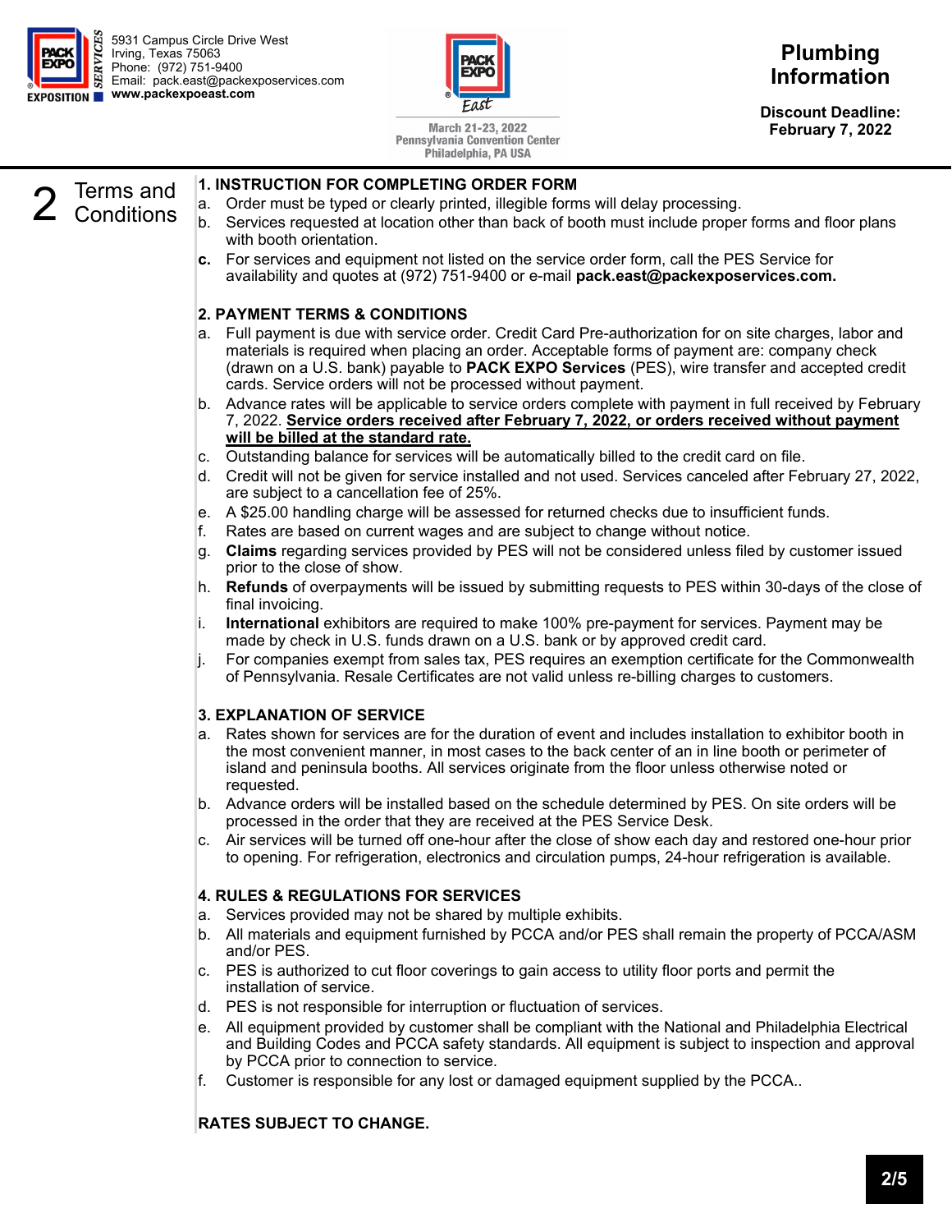5931 Campus Circle Drive West
Irving, Texas 75063
Phone: (972) 751-9400
Email: pack.east@packexposervices.com
**www.packexpoeast.com**

March 21-23, 2022
Pennsylvania Convention Center
Philadelphia, PA USA

# Plumbing Information

**Discount Deadline: February 7, 2022**

## 2 Terms and Conditions

### 1. INSTRUCTION FOR COMPLETING ORDER FORM

a. Order must be typed or clearly printed, illegible forms will delay processing.
b. Services requested at location other than back of booth must include proper forms and floor plans with booth orientation.
**c.** For services and equipment not listed on the service order form, call the PES Service for availability and quotes at (972) 751-9400 or e-mail **pack.east@packexposervices.com.**

### 2. PAYMENT TERMS & CONDITIONS

a. Full payment is due with service order. Credit Card Pre-authorization for on site charges, labor and materials is required when placing an order. Acceptable forms of payment are: company check (drawn on a U.S. bank) payable to **PACK EXPO Services** (PES), wire transfer and accepted credit cards. Service orders will not be processed without payment.
b. Advance rates will be applicable to service orders complete with payment in full received by February 7, 2022. **Service orders received after February 7, 2022, or orders received without payment will be billed at the standard rate.**
c. Outstanding balance for services will be automatically billed to the credit card on file.
d. Credit will not be given for service installed and not used. Services canceled after February 27, 2022, are subject to a cancellation fee of 25%.
e. A $25.00 handling charge will be assessed for returned checks due to insufficient funds.
f. Rates are based on current wages and are subject to change without notice.
g. **Claims** regarding services provided by PES will not be considered unless filed by customer issued prior to the close of show.
h. **Refunds** of overpayments will be issued by submitting requests to PES within 30-days of the close of final invoicing.
i. **International** exhibitors are required to make 100% pre-payment for services. Payment may be made by check in U.S. funds drawn on a U.S. bank or by approved credit card.
j. For companies exempt from sales tax, PES requires an exemption certificate for the Commonwealth of Pennsylvania. Resale Certificates are not valid unless re-billing charges to customers.

### 3. EXPLANATION OF SERVICE

a. Rates shown for services are for the duration of event and includes installation to exhibitor booth in the most convenient manner, in most cases to the back center of an in line booth or perimeter of island and peninsula booths. All services originate from the floor unless otherwise noted or requested.
b. Advance orders will be installed based on the schedule determined by PES. On site orders will be processed in the order that they are received at the PES Service Desk.
c. Air services will be turned off one-hour after the close of show each day and restored one-hour prior to opening. For refrigeration, electronics and circulation pumps, 24-hour refrigeration is available.

### 4. RULES & REGULATIONS FOR SERVICES

a. Services provided may not be shared by multiple exhibits.
b. All materials and equipment furnished by PCCA and/or PES shall remain the property of PCCA/ASM and/or PES.
c. PES is authorized to cut floor coverings to gain access to utility floor ports and permit the installation of service.
d. PES is not responsible for interruption or fluctuation of services.
e. All equipment provided by customer shall be compliant with the National and Philadelphia Electrical and Building Codes and PCCA safety standards. All equipment is subject to inspection and approval by PCCA prior to connection to service.
f. Customer is responsible for any lost or damaged equipment supplied by the PCCA..

**RATES SUBJECT TO CHANGE.**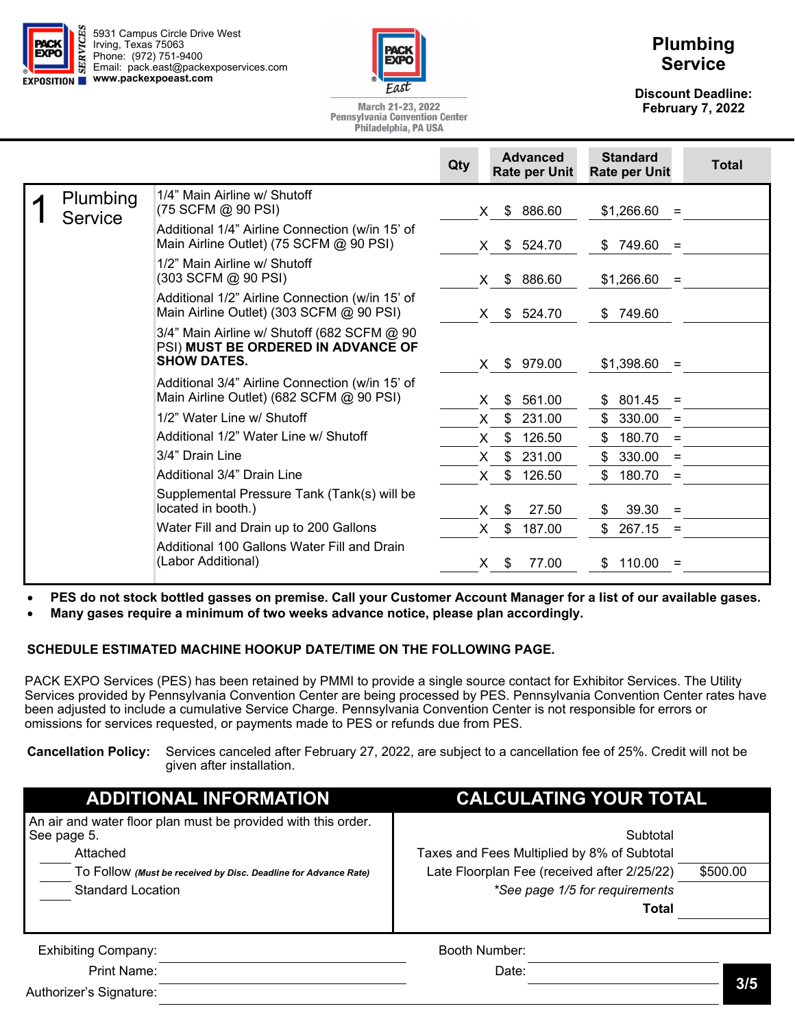5931 Campus Circle Drive West
Irving, Texas 75063
Phone: (972) 751-9400
Email: pack.east@packexposervices.com
www.packexpoeast.com

March 21-23, 2022
Pennsylvania Convention Center
Philadelphia, PA USA

# Plumbing Service

**Discount Deadline: February 7, 2022**

| | | Qty | | Advanced Rate per Unit | Standard Rate per Unit | | Total |
|---|---|---|---|---|---|---|---|
| 1 Plumbing Service | 1/4" Main Airline w/ Shutoff (75 SCFM @ 90 PSI) | | X | $ 886.60 | $1,266.60 | = | |
| | Additional 1/4" Airline Connection (w/in 15' of Main Airline Outlet) (75 SCFM @ 90 PSI) | | X | $ 524.70 | $ 749.60 | = | |
| | 1/2" Main Airline w/ Shutoff (303 SCFM @ 90 PSI) | | X | $ 886.60 | $1,266.60 | = | |
| | Additional 1/2" Airline Connection (w/in 15' of Main Airline Outlet) (303 SCFM @ 90 PSI) | | X | $ 524.70 | $ 749.60 | | |
| | 3/4" Main Airline w/ Shutoff (682 SCFM @ 90 PSI) **MUST BE ORDERED IN ADVANCE OF SHOW DATES.** | | X | $ 979.00 | $1,398.60 | = | |
| | Additional 3/4" Airline Connection (w/in 15' of Main Airline Outlet) (682 SCFM @ 90 PSI) | | X | $ 561.00 | $ 801.45 | = | |
| | 1/2" Water Line w/ Shutoff | | X | $ 231.00 | $ 330.00 | = | |
| | Additional 1/2" Water Line w/ Shutoff | | X | $ 126.50 | $ 180.70 | = | |
| | 3/4" Drain Line | | X | $ 231.00 | $ 330.00 | = | |
| | Additional 3/4" Drain Line | | X | $ 126.50 | $ 180.70 | = | |
| | Supplemental Pressure Tank (Tank(s) will be located in booth.) | | X | $ 27.50 | $ 39.30 | = | |
| | Water Fill and Drain up to 200 Gallons | | X | $ 187.00 | $ 267.15 | = | |
| | Additional 100 Gallons Water Fill and Drain (Labor Additional) | | X | $ 77.00 | $ 110.00 | = | |

- **PES do not stock bottled gasses on premise. Call your Customer Account Manager for a list of our available gases.**
- **Many gases require a minimum of two weeks advance notice, please plan accordingly.**

**SCHEDULE ESTIMATED MACHINE HOOKUP DATE/TIME ON THE FOLLOWING PAGE.**

PACK EXPO Services (PES) has been retained by PMMI to provide a single source contact for Exhibitor Services. The Utility Services provided by Pennsylvania Convention Center are being processed by PES. Pennsylvania Convention Center rates have been adjusted to include a cumulative Service Charge. Pennsylvania Convention Center is not responsible for errors or omissions for services requested, or payments made to PES or refunds due from PES.

**Cancellation Policy:** Services canceled after February 27, 2022, are subject to a cancellation fee of 25%. Credit will not be given after installation.

## ADDITIONAL INFORMATION

An air and water floor plan must be provided with this order. See page 5.

\_\_\_\_ Attached

\_\_\_\_ To Follow *(Must be received by Disc. Deadline for Advance Rate)*

\_\_\_\_ Standard Location

## CALCULATING YOUR TOTAL

| | |
|---|---|
| Subtotal | |
| Taxes and Fees Multiplied by 8% of Subtotal | |
| Late Floorplan Fee (received after 2/25/22) | $500.00 |
| *\*See page 1/5 for requirements* | |
| **Total** | |

Exhibiting Company: \_\_\_\_\_\_\_\_\_\_\_\_\_\_\_\_\_\_\_\_ Booth Number: \_\_\_\_\_\_\_\_\_\_\_\_\_\_\_\_\_\_\_\_

Print Name: \_\_\_\_\_\_\_\_\_\_\_\_\_\_\_\_\_\_\_\_ Date: \_\_\_\_\_\_\_\_\_\_\_\_\_\_\_\_\_\_\_\_

Authorizer's Signature: \_\_\_\_\_\_\_\_\_\_\_\_\_\_\_\_\_\_\_\_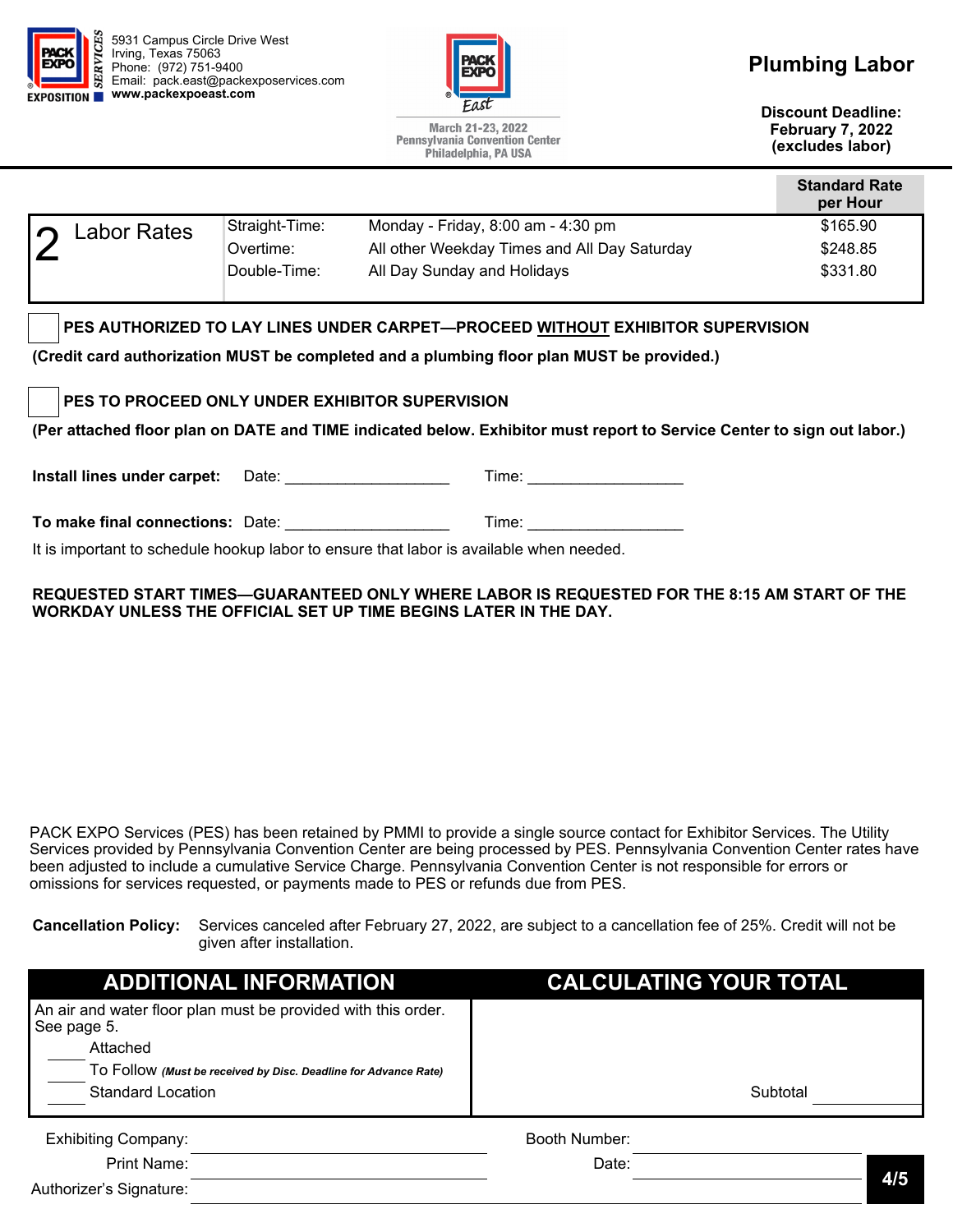5931 Campus Circle Drive West
Irving, Texas 75063
Phone: (972) 751-9400
Email: pack.east@packexposervices.com
**www.packexpoeast.com**

March 21-23, 2022
Pennsylvania Convention Center
Philadelphia, PA USA

# Plumbing Labor

**Discount Deadline:**
**February 7, 2022**
**(excludes labor)**

| 2 Labor Rates | | | Standard Rate per Hour |
|---|---|---|---|
| | Straight-Time: | Monday - Friday, 8:00 am - 4:30 pm | $165.90 |
| | Overtime: | All other Weekday Times and All Day Saturday | $248.85 |
| | Double-Time: | All Day Sunday and Holidays | $331.80 |

☐ **PES AUTHORIZED TO LAY LINES UNDER CARPET—PROCEED WITHOUT EXHIBITOR SUPERVISION**

**(Credit card authorization MUST be completed and a plumbing floor plan MUST be provided.)**

☐ **PES TO PROCEED ONLY UNDER EXHIBITOR SUPERVISION**

**(Per attached floor plan on DATE and TIME indicated below. Exhibitor must report to Service Center to sign out labor.)**

**Install lines under carpet:** Date: ___________________ Time: __________________

**To make final connections:** Date: ___________________ Time: __________________

It is important to schedule hookup labor to ensure that labor is available when needed.

**REQUESTED START TIMES—GUARANTEED ONLY WHERE LABOR IS REQUESTED FOR THE 8:15 AM START OF THE WORKDAY UNLESS THE OFFICIAL SET UP TIME BEGINS LATER IN THE DAY.**

PACK EXPO Services (PES) has been retained by PMMI to provide a single source contact for Exhibitor Services. The Utility Services provided by Pennsylvania Convention Center are being processed by PES. Pennsylvania Convention Center rates have been adjusted to include a cumulative Service Charge. Pennsylvania Convention Center is not responsible for errors or omissions for services requested, or payments made to PES or refunds due from PES.

**Cancellation Policy:** Services canceled after February 27, 2022, are subject to a cancellation fee of 25%. Credit will not be given after installation.

| ADDITIONAL INFORMATION | CALCULATING YOUR TOTAL |
|---|---|
| An air and water floor plan must be provided with this order. See page 5.<br>____ Attached<br>____ To Follow *(Must be received by Disc. Deadline for Advance Rate)*<br>____ Standard Location | Subtotal ____________ |

Exhibiting Company: ______________________ Booth Number: ______________________

Print Name: ______________________ Date: ______________________

Authorizer's Signature: ______________________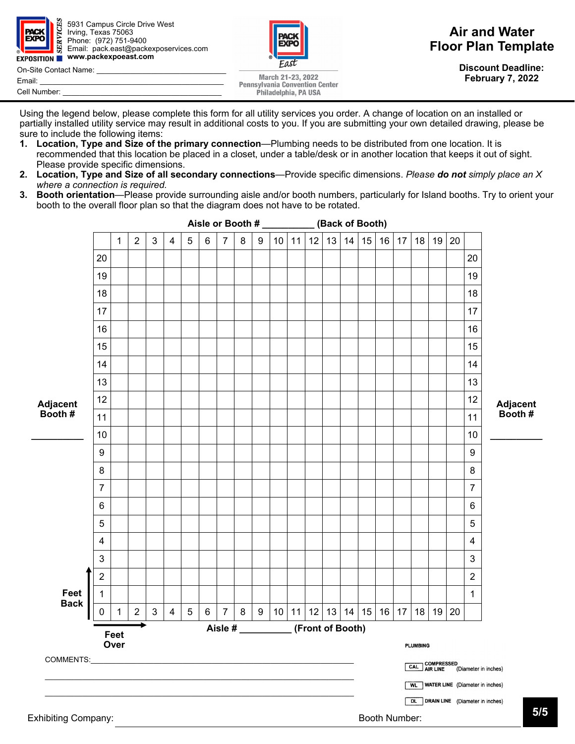5931 Campus Circle Drive West
Irving, Texas 75063
Phone: (972) 751-9400
Email: pack.east@packexposervices.com
**www.packexpoeast.com**

On-Site Contact Name: ______________________________

Email: ______________________________

Cell Number: ______________________________

March 21-23, 2022
Pennsylvania Convention Center
Philadelphia, PA USA

# Air and Water Floor Plan Template

**Discount Deadline: February 7, 2022**

Using the legend below, please complete this form for all utility services you order. A change of location on an installed or partially installed utility service may result in additional costs to you. If you are submitting your own detailed drawing, please be sure to include the following items:

1. **Location, Type and Size of the primary connection**—Plumbing needs to be distributed from one location. It is recommended that this location be placed in a closet, under a table/desk or in another location that keeps it out of sight. Please provide specific dimensions.
2. **Location, Type and Size of all secondary connections**—Provide specific dimensions. *Please* ***do not*** *simply place an X where a connection is required.*
3. **Booth orientation**—Please provide surrounding aisle and/or booth numbers, particularly for Island booths. Try to orient your booth to the overall floor plan so that the diagram does not have to be rotated.

**Aisle or Booth # __________ (Back of Booth)**

**Adjacent Booth #** __________ (left) | **Adjacent Booth #** __________ (right)

| | 1 | 2 | 3 | 4 | 5 | 6 | 7 | 8 | 9 | 10 | 11 | 12 | 13 | 14 | 15 | 16 | 17 | 18 | 19 | 20 | |
|---|---|---|---|---|---|---|---|---|---|---|---|---|---|---|---|---|---|---|---|---|---|
| 20 | | | | | | | | | | | | | | | | | | | | | 20 |
| 19 | | | | | | | | | | | | | | | | | | | | | 19 |
| 18 | | | | | | | | | | | | | | | | | | | | | 18 |
| 17 | | | | | | | | | | | | | | | | | | | | | 17 |
| 16 | | | | | | | | | | | | | | | | | | | | | 16 |
| 15 | | | | | | | | | | | | | | | | | | | | | 15 |
| 14 | | | | | | | | | | | | | | | | | | | | | 14 |
| 13 | | | | | | | | | | | | | | | | | | | | | 13 |
| 12 | | | | | | | | | | | | | | | | | | | | | 12 |
| 11 | | | | | | | | | | | | | | | | | | | | | 11 |
| 10 | | | | | | | | | | | | | | | | | | | | | 10 |
| 9 | | | | | | | | | | | | | | | | | | | | | 9 |
| 8 | | | | | | | | | | | | | | | | | | | | | 8 |
| 7 | | | | | | | | | | | | | | | | | | | | | 7 |
| 6 | | | | | | | | | | | | | | | | | | | | | 6 |
| 5 | | | | | | | | | | | | | | | | | | | | | 5 |
| 4 | | | | | | | | | | | | | | | | | | | | | 4 |
| 3 | | | | | | | | | | | | | | | | | | | | | 3 |
| 2 | | | | | | | | | | | | | | | | | | | | | 2 |
| 1 | | | | | | | | | | | | | | | | | | | | | 1 |
| 0 | 1 | 2 | 3 | 4 | 5 | 6 | 7 | 8 | 9 | 10 | 11 | 12 | 13 | 14 | 15 | 16 | 17 | 18 | 19 | 20 | |

**Feet Back** (vertical axis) **Feet Over** (horizontal axis)

**Aisle # __________ (Front of Booth)**

COMMENTS: ______________________________

______________________________

______________________________

**PLUMBING**

- CAL — COMPRESSED AIR LINE (Diameter in inches)
- WL — WATER LINE (Diameter in inches)
- DL — DRAIN LINE (Diameter in inches)

Exhibiting Company: ______________________________ Booth Number: ______________________________